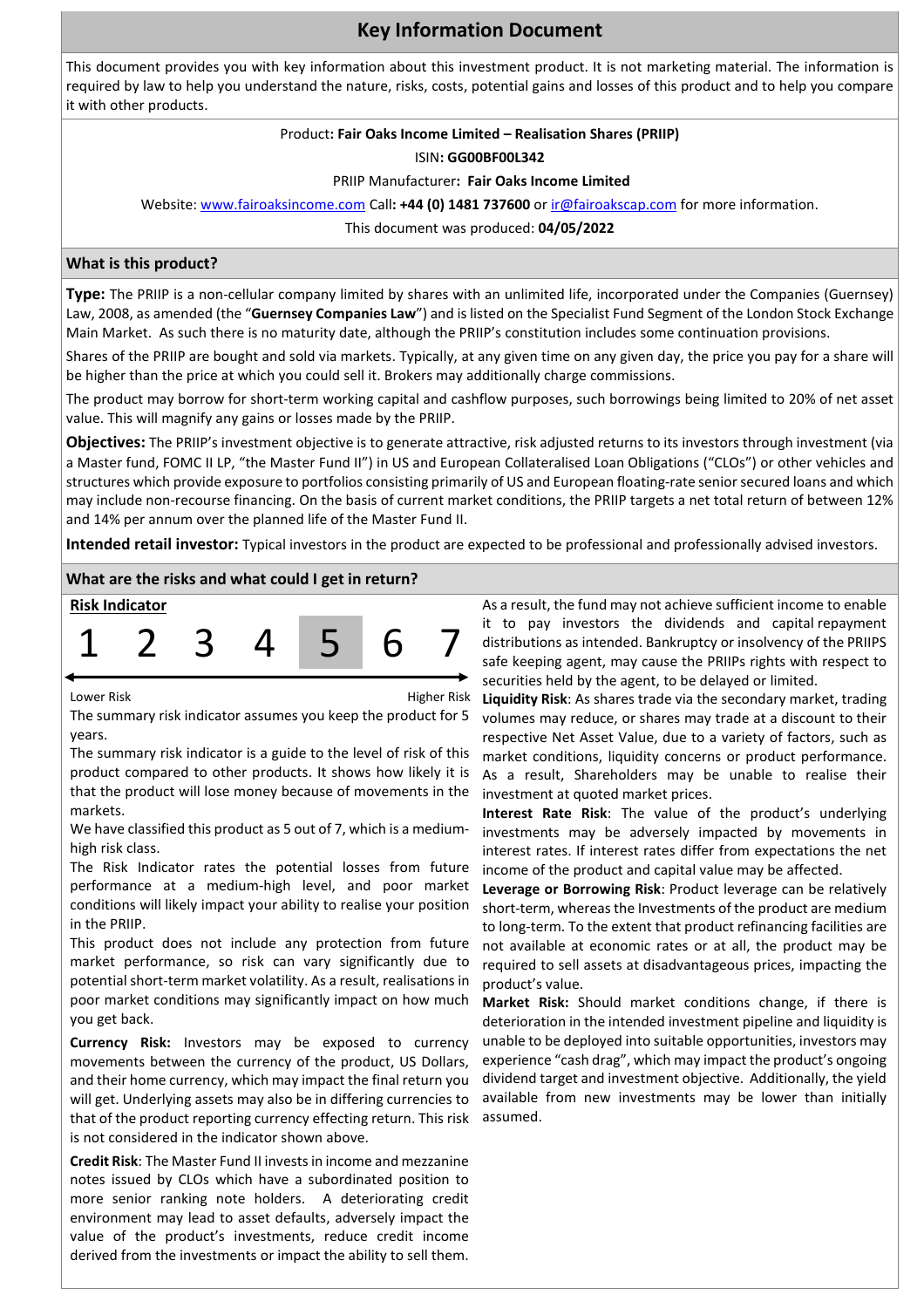# Key Information Document

This document provides you with key information about this investment product. It is not marketing material. The information is required by law to help you understand the nature, risks, costs, potential gains and losses of this product and to help you compare it with other products.

Product: **Fair Oaks Income Limited – Realisation Shares (PRIIP)**

ISIN: **GG00BF00L342**

PRIIP Manufacturer: **Fair Oaks Income Limited**

Website: www.fairoaksincome.com Call: **+44 (0) 1481 737600** or ir@fairoakscap.com for more information.

This document was produced: **04/05/2022**

## What is this product?

**Type:** The PRIIP is a non-cellular company limited by shares with an unlimited life, incorporated under the Companies (Guernsey) Law, 2008, as amended (the "**Guernsey Companies Law**") and is listed on the Specialist Fund Segment of the London Stock Exchange Main Market. As such there is no maturity date, although the PRIIP's constitution includes some continuation provisions.

Shares of the PRIIP are bought and sold via markets. Typically, at any given time on any given day, the price you pay for a share will be higher than the price at which you could sell it. Brokers may additionally charge commissions.

The product may borrow for short-term working capital and cashflow purposes, such borrowings being limited to 20% of net asset value. This will magnify any gains or losses made by the PRIIP.

**Objectives:** The PRIIP's investment objective is to generate attractive, risk adjusted returns to its investors through investment (via a Master fund, FOMC II LP, "the Master Fund II") in US and European Collateralised Loan Obligations ("CLOs") or other vehicles and structures which provide exposure to portfolios consisting primarily of US and European floating-rate senior secured loans and which may include non-recourse financing. On the basis of current market conditions, the PRIIP targets a net total return of between 12% and 14% per annum over the planned life of the Master Fund II.

**Intended retail investor:** Typical investors in the product are expected to be professional and professionally advised investors.

## What are the risks and what could I get in return?

**Risk Indicator**

1 2 3 4 **5** 6 7

Lower Risk — Higher Risk

The summary risk indicator assumes you keep the product for 5 years.

The summary risk indicator is a guide to the level of risk of this product compared to other products. It shows how likely it is that the product will lose money because of movements in the markets.

We have classified this product as 5 out of 7, which is a medium-high risk class.

The Risk Indicator rates the potential losses from future performance at a medium-high level, and poor market conditions will likely impact your ability to realise your position in the PRIIP.

This product does not include any protection from future market performance, so risk can vary significantly due to potential short-term market volatility. As a result, realisations in poor market conditions may significantly impact on how much you get back.

**Currency Risk:** Investors may be exposed to currency movements between the currency of the product, US Dollars, and their home currency, which may impact the final return you will get. Underlying assets may also be in differing currencies to that of the product reporting currency effecting return. This risk is not considered in the indicator shown above.

**Credit Risk**: The Master Fund II invests in income and mezzanine notes issued by CLOs which have a subordinated position to more senior ranking note holders. A deteriorating credit environment may lead to asset defaults, adversely impact the value of the product's investments, reduce credit income derived from the investments or impact the ability to sell them. As a result, the fund may not achieve sufficient income to enable it to pay investors the dividends and capital repayment distributions as intended. Bankruptcy or insolvency of the PRIIPS safe keeping agent, may cause the PRIIPs rights with respect to securities held by the agent, to be delayed or limited.

**Liquidity Risk**: As shares trade via the secondary market, trading volumes may reduce, or shares may trade at a discount to their respective Net Asset Value, due to a variety of factors, such as market conditions, liquidity concerns or product performance. As a result, Shareholders may be unable to realise their investment at quoted market prices.

**Interest Rate Risk**: The value of the product's underlying investments may be adversely impacted by movements in interest rates. If interest rates differ from expectations the net income of the product and capital value may be affected.

**Leverage or Borrowing Risk**: Product leverage can be relatively short-term, whereas the Investments of the product are medium to long-term. To the extent that product refinancing facilities are not available at economic rates or at all, the product may be required to sell assets at disadvantageous prices, impacting the product's value.

**Market Risk:** Should market conditions change, if there is deterioration in the intended investment pipeline and liquidity is unable to be deployed into suitable opportunities, investors may experience "cash drag", which may impact the product's ongoing dividend target and investment objective. Additionally, the yield available from new investments may be lower than initially assumed.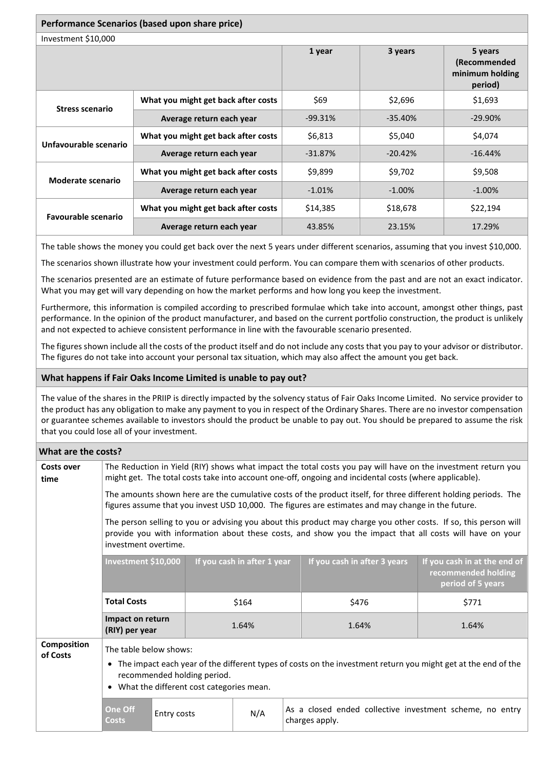## Performance Scenarios (based upon share price)

Investment $10,000

| | | 1 year | 3 years | 5 years (Recommended minimum holding period) |
|---|---|---|---|---|
| **Stress scenario** | **What you might get back after costs** | $69 | $2,696 | $1,693 |
| | **Average return each year** | -99.31% | -35.40% | -29.90% |
| **Unfavourable scenario** | **What you might get back after costs** | $6,813 | $5,040 | $4,074 |
| | **Average return each year** | -31.87% | -20.42% | -16.44% |
| **Moderate scenario** | **What you might get back after costs** | $9,899 | $9,702 | $9,508 |
| | **Average return each year** | -1.01% | -1.00% | -1.00% |
| **Favourable scenario** | **What you might get back after costs** | $14,385 | $18,678 | $22,194 |
| | **Average return each year** | 43.85% | 23.15% | 17.29% |

The table shows the money you could get back over the next 5 years under different scenarios, assuming that you invest $10,000.

The scenarios shown illustrate how your investment could perform. You can compare them with scenarios of other products.

The scenarios presented are an estimate of future performance based on evidence from the past and are not an exact indicator. What you may get will vary depending on how the market performs and how long you keep the investment.

Furthermore, this information is compiled according to prescribed formulae which take into account, amongst other things, past performance. In the opinion of the product manufacturer, and based on the current portfolio construction, the product is unlikely and not expected to achieve consistent performance in line with the favourable scenario presented.

The figures shown include all the costs of the product itself and do not include any costs that you pay to your advisor or distributor. The figures do not take into account your personal tax situation, which may also affect the amount you get back.

## What happens if Fair Oaks Income Limited is unable to pay out?

The value of the shares in the PRIIP is directly impacted by the solvency status of Fair Oaks Income Limited. No service provider to the product has any obligation to make any payment to you in respect of the Ordinary Shares. There are no investor compensation or guarantee schemes available to investors should the product be unable to pay out. You should be prepared to assume the risk that you could lose all of your investment.

## What are the costs?

**Costs over time**

The Reduction in Yield (RIY) shows what impact the total costs you pay will have on the investment return you might get. The total costs take into account one-off, ongoing and incidental costs (where applicable).

The amounts shown here are the cumulative costs of the product itself, for three different holding periods. The figures assume that you invest USD 10,000. The figures are estimates and may change in the future.

The person selling to you or advising you about this product may charge you other costs. If so, this person will provide you with information about these costs, and show you the impact that all costs will have on your investment overtime.

| Investment $10,000 | If you cash in after 1 year | If you cash in after 3 years | If you cash in at the end of recommended holding period of 5 years |
|---|---|---|---|
| **Total Costs** | $164 | $476 | $771 |
| **Impact on return (RIY) per year** | 1.64% | 1.64% | 1.64% |

**Composition of Costs**

The table below shows:

- The impact each year of the different types of costs on the investment return you might get at the end of the recommended holding period.
- What the different cost categories mean.

| | | | |
|---|---|---|---|
| **One Off Costs** | Entry costs | N/A | As a closed ended collective investment scheme, no entry charges apply. |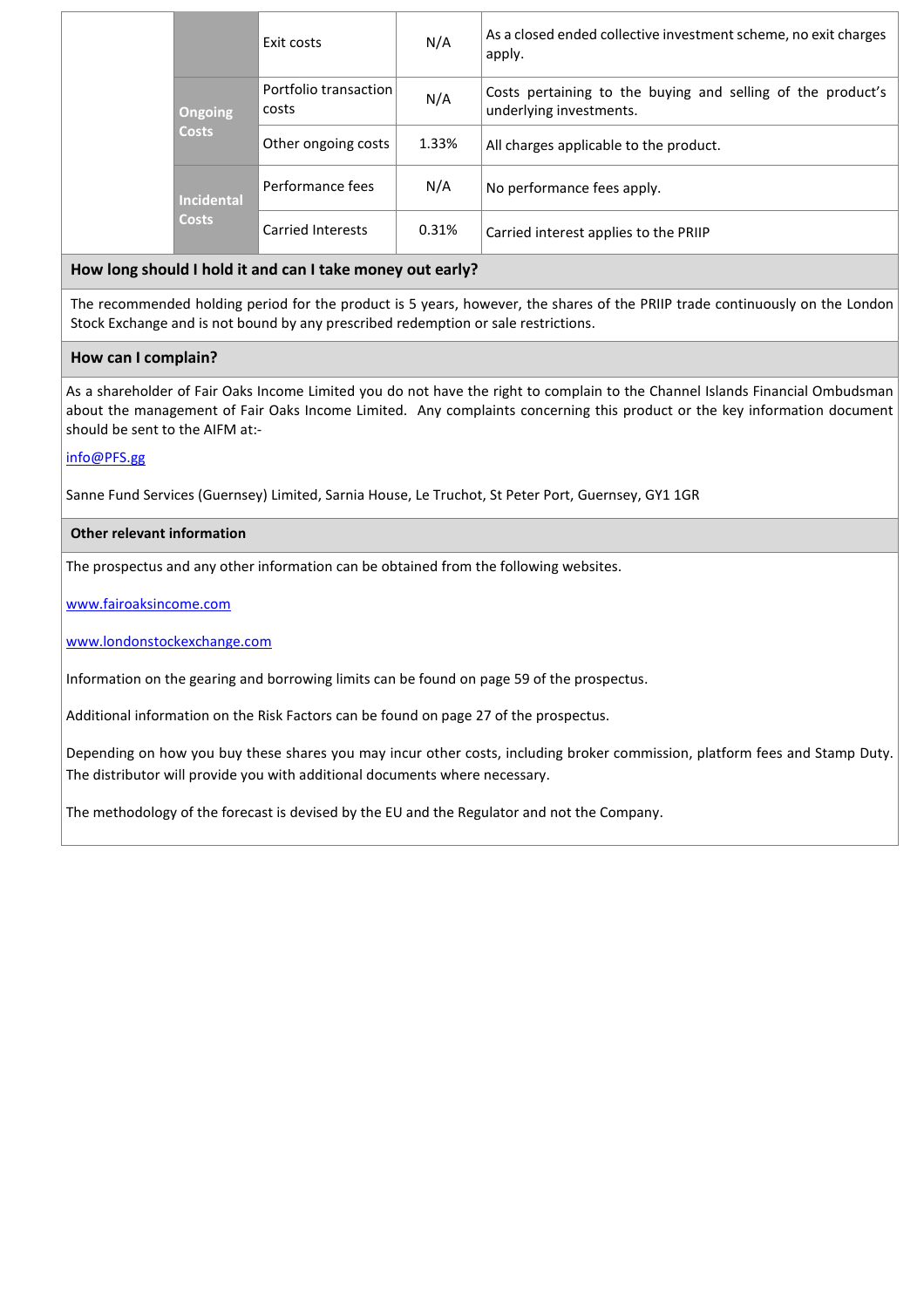| | | | | |
|---|---|---|---|---|
| | | Exit costs | N/A | As a closed ended collective investment scheme, no exit charges apply. |
| | Ongoing Costs | Portfolio transaction costs | N/A | Costs pertaining to the buying and selling of the product's underlying investments. |
| | | Other ongoing costs | 1.33% | All charges applicable to the product. |
| | Incidental Costs | Performance fees | N/A | No performance fees apply. |
| | | Carried Interests | 0.31% | Carried interest applies to the PRIIP |

## How long should I hold it and can I take money out early?

The recommended holding period for the product is 5 years, however, the shares of the PRIIP trade continuously on the London Stock Exchange and is not bound by any prescribed redemption or sale restrictions.

## How can I complain?

As a shareholder of Fair Oaks Income Limited you do not have the right to complain to the Channel Islands Financial Ombudsman about the management of Fair Oaks Income Limited. Any complaints concerning this product or the key information document should be sent to the AIFM at:-

info@PFS.gg

Sanne Fund Services (Guernsey) Limited, Sarnia House, Le Truchot, St Peter Port, Guernsey, GY1 1GR

## Other relevant information

The prospectus and any other information can be obtained from the following websites.

www.fairoaksincome.com

www.londonstockexchange.com

Information on the gearing and borrowing limits can be found on page 59 of the prospectus.

Additional information on the Risk Factors can be found on page 27 of the prospectus.

Depending on how you buy these shares you may incur other costs, including broker commission, platform fees and Stamp Duty. The distributor will provide you with additional documents where necessary.

The methodology of the forecast is devised by the EU and the Regulator and not the Company.